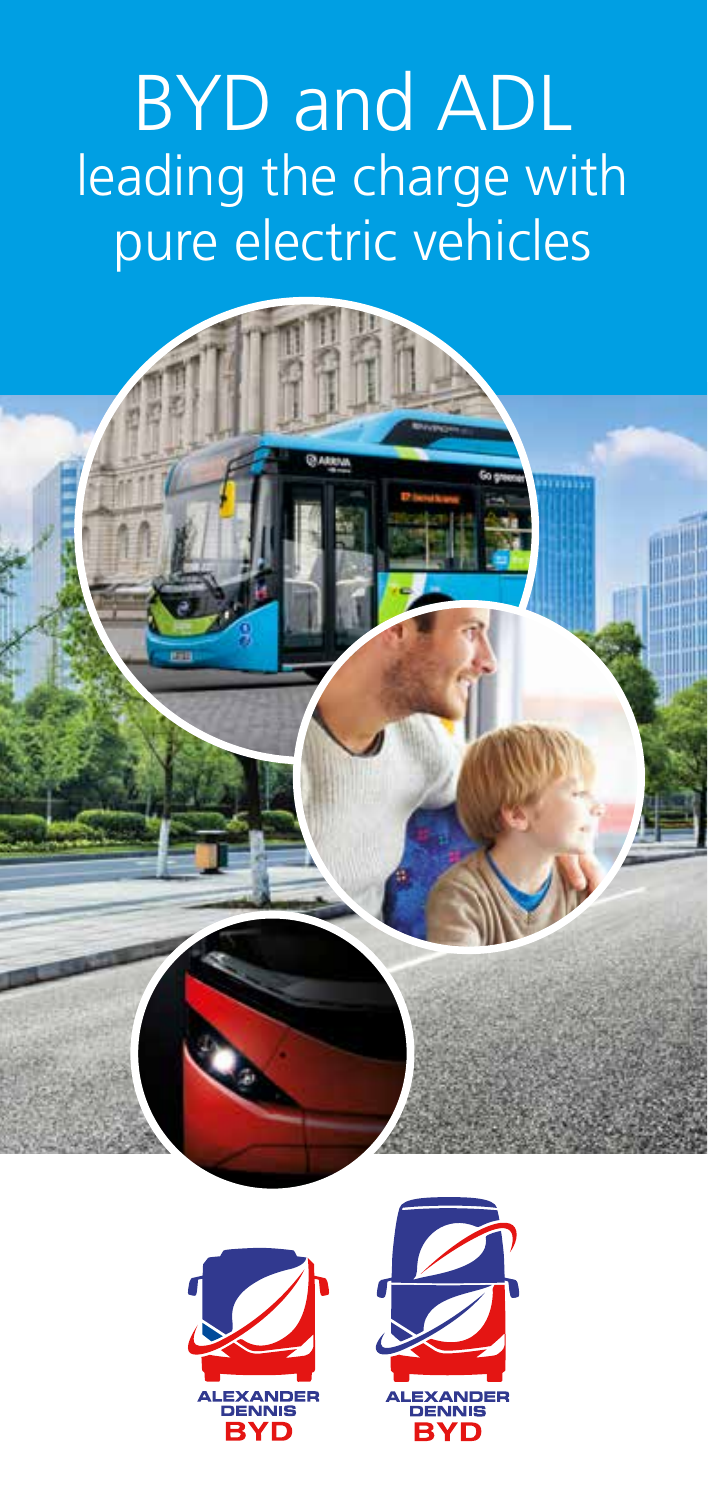# BYD and ADL leading the charge with pure electric vehicles

ALEXANDER DENNIS BYD

ALEXANDER DENNIS BYD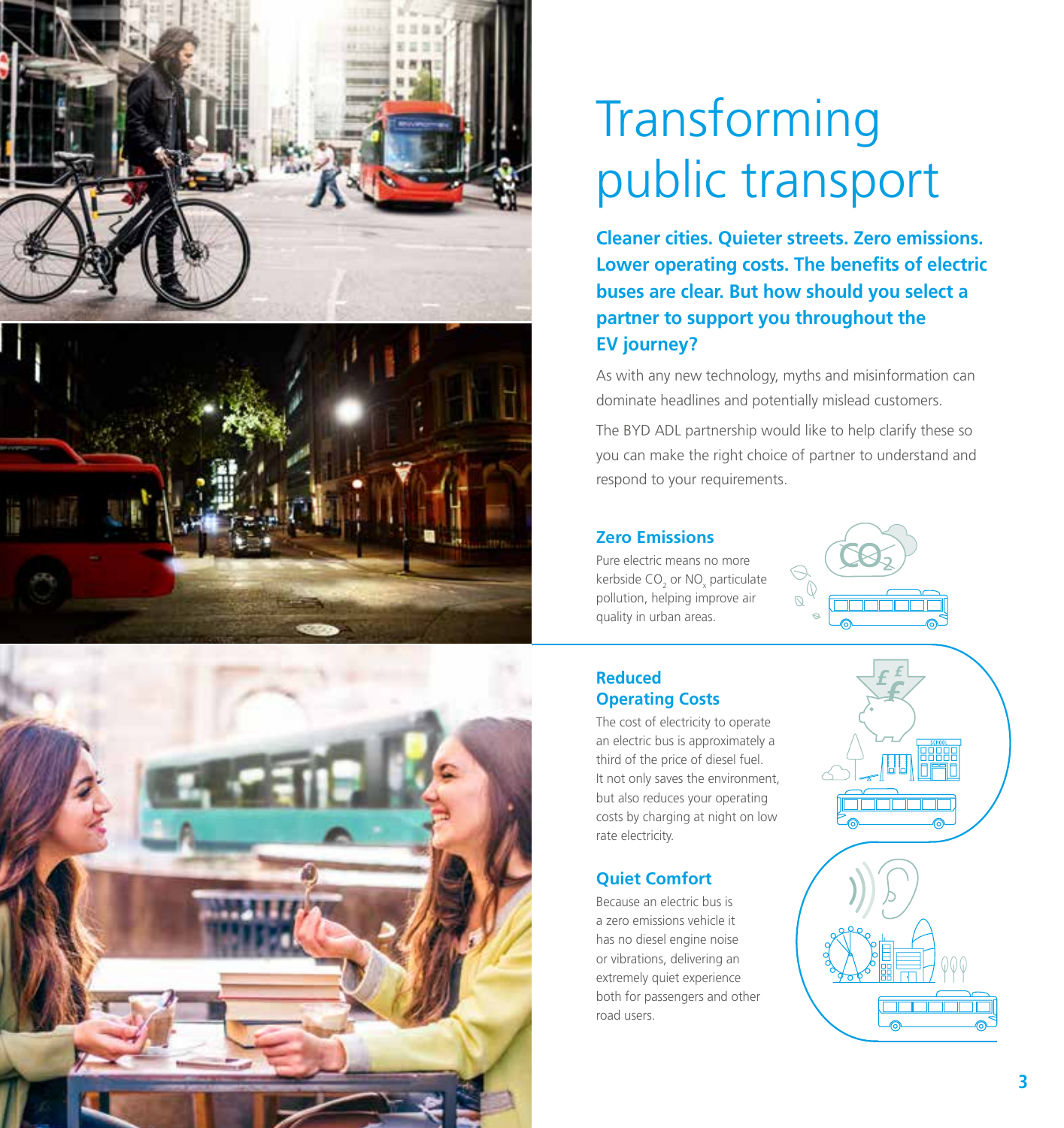# Transforming public transport

**Cleaner cities. Quieter streets. Zero emissions. Lower operating costs. The benefits of electric buses are clear. But how should you select a partner to support you throughout the EV journey?**

As with any new technology, myths and misinformation can dominate headlines and potentially mislead customers.

The BYD ADL partnership would like to help clarify these so you can make the right choice of partner to understand and respond to your requirements.

## Zero Emissions

Pure electric means no more kerbside $CO_2$ or $NO_x$ particulate pollution, helping improve air quality in urban areas.

## Reduced Operating Costs

The cost of electricity to operate an electric bus is approximately a third of the price of diesel fuel. It not only saves the environment, but also reduces your operating costs by charging at night on low rate electricity.

## Quiet Comfort

Because an electric bus is a zero emissions vehicle it has no diesel engine noise or vibrations, delivering an extremely quiet experience both for passengers and other road users.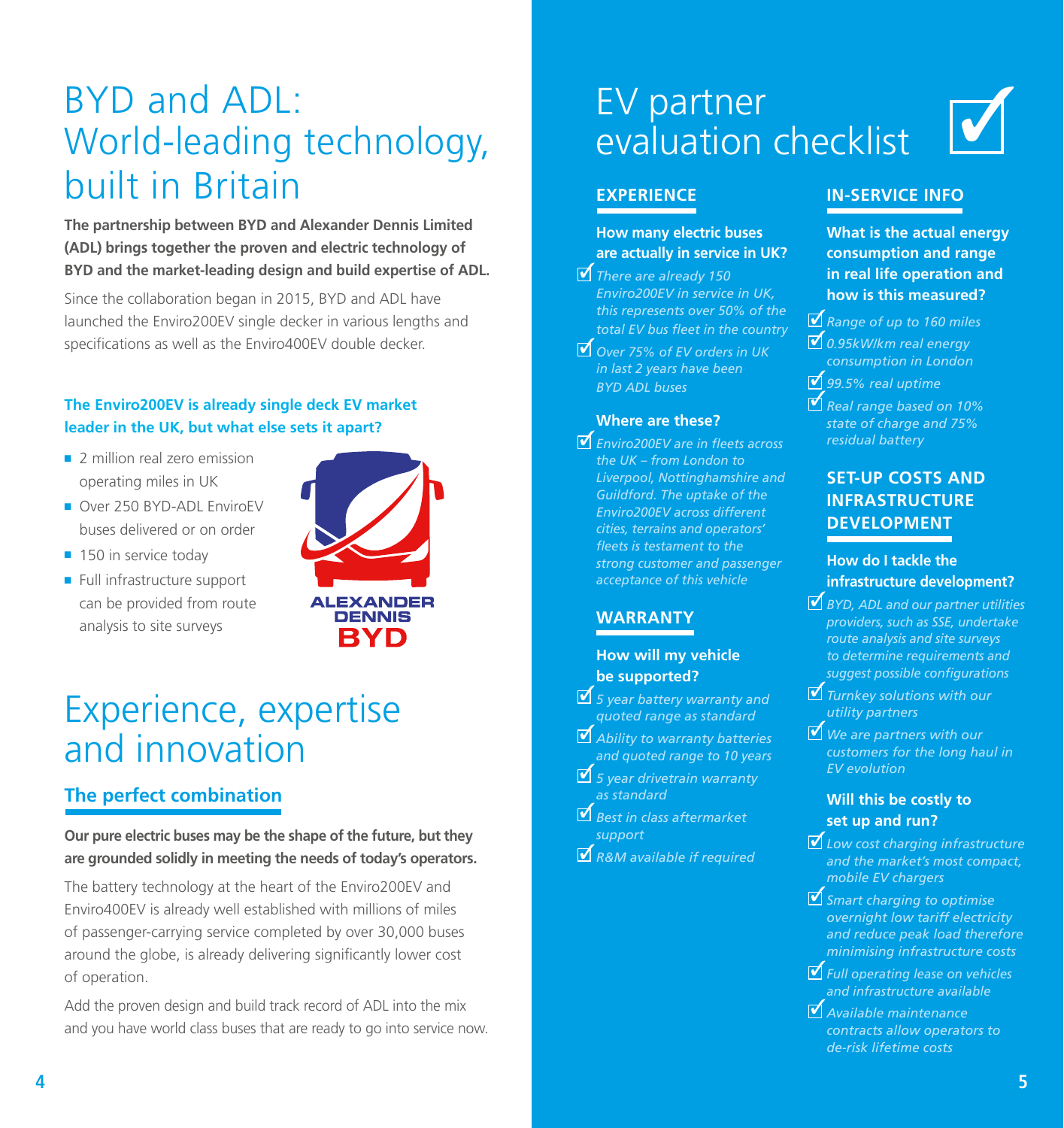# BYD and ADL: World-leading technology, built in Britain

**The partnership between BYD and Alexander Dennis Limited (ADL) brings together the proven and electric technology of BYD and the market-leading design and build expertise of ADL.**

Since the collaboration began in 2015, BYD and ADL have launched the Enviro200EV single decker in various lengths and specifications as well as the Enviro400EV double decker.

### The Enviro200EV is already single deck EV market leader in the UK, but what else sets it apart?

- 2 million real zero emission operating miles in UK
- Over 250 BYD-ADL EnviroEV buses delivered or on order
- 150 in service today
- Full infrastructure support can be provided from route analysis to site surveys

ALEXANDER DENNIS BYD

# Experience, expertise and innovation

## The perfect combination

**Our pure electric buses may be the shape of the future, but they are grounded solidly in meeting the needs of today's operators.**

The battery technology at the heart of the Enviro200EV and Enviro400EV is already well established with millions of miles of passenger-carrying service completed by over 30,000 buses around the globe, is already delivering significantly lower cost of operation.

Add the proven design and build track record of ADL into the mix and you have world class buses that are ready to go into service now.

# EV partner evaluation checklist

## EXPERIENCE

### How many electric buses are actually in service in UK?

- ☑ *There are already 150 Enviro200EV in service in UK, this represents over 50% of the total EV bus fleet in the country*
- ☑ *Over 75% of EV orders in UK in last 2 years have been BYD ADL buses*

### Where are these?

- ☑ *Enviro200EV are in fleets across the UK – from London to Liverpool, Nottinghamshire and Guildford. The uptake of the Enviro200EV across different cities, terrains and operators' fleets is testament to the strong customer and passenger acceptance of this vehicle*

## WARRANTY

### How will my vehicle be supported?

- ☑ *5 year battery warranty and quoted range as standard*
- ☑ *Ability to warranty batteries and quoted range to 10 years*
- ☑ *5 year drivetrain warranty as standard*
- ☑ *Best in class aftermarket support*
- ☑ *R&M available if required*

## IN-SERVICE INFO

### What is the actual energy consumption and range in real life operation and how is this measured?

- ☑ *Range of up to 160 miles*
- ☑ *0.95kW/km real energy consumption in London*
- ☑ *99.5% real uptime*
- ☑ *Real range based on 10% state of charge and 75% residual battery*

## SET-UP COSTS AND INFRASTRUCTURE DEVELOPMENT

### How do I tackle the infrastructure development?

- ☑ *BYD, ADL and our partner utilities providers, such as SSE, undertake route analysis and site surveys to determine requirements and suggest possible configurations*
- ☑ *Turnkey solutions with our utility partners*
- ☑ *We are partners with our customers for the long haul in EV evolution*

### Will this be costly to set up and run?

- ☑ *Low cost charging infrastructure and the market's most compact, mobile EV chargers*
- ☑ *Smart charging to optimise overnight low tariff electricity and reduce peak load therefore minimising infrastructure costs*
- ☑ *Full operating lease on vehicles and infrastructure available*
- ☑ *Available maintenance contracts allow operators to de-risk lifetime costs*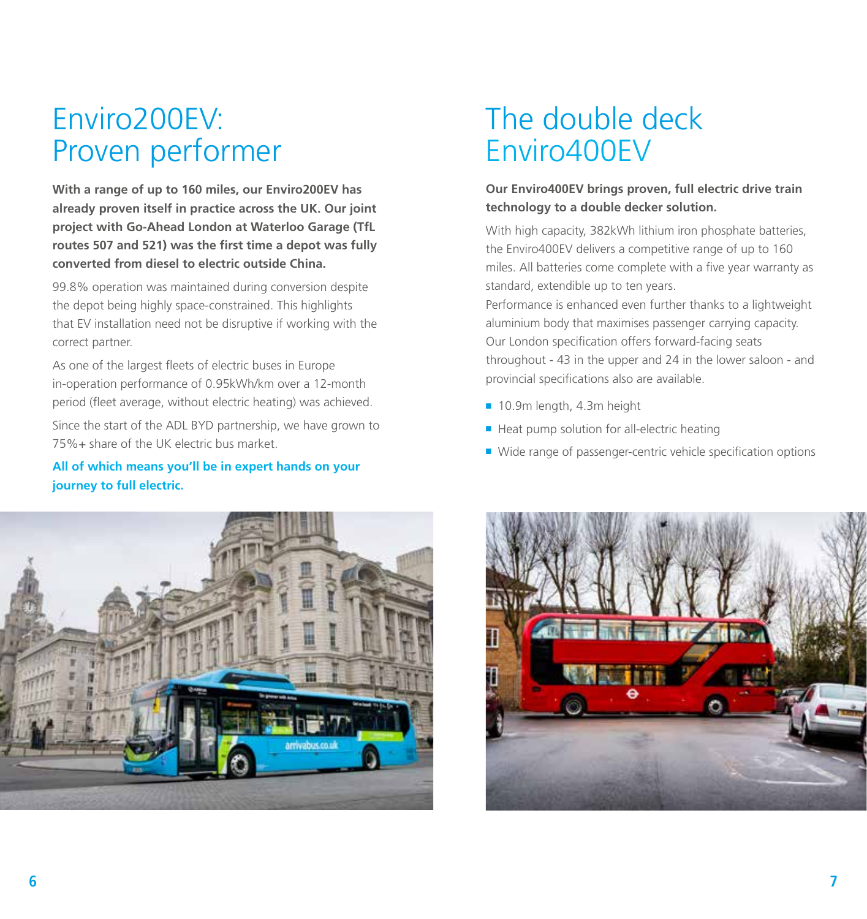# Enviro200EV: Proven performer

**With a range of up to 160 miles, our Enviro200EV has already proven itself in practice across the UK. Our joint project with Go-Ahead London at Waterloo Garage (TfL routes 507 and 521) was the first time a depot was fully converted from diesel to electric outside China.**

99.8% operation was maintained during conversion despite the depot being highly space-constrained. This highlights that EV installation need not be disruptive if working with the correct partner.

As one of the largest fleets of electric buses in Europe in-operation performance of 0.95kWh/km over a 12-month period (fleet average, without electric heating) was achieved.

Since the start of the ADL BYD partnership, we have grown to 75%+ share of the UK electric bus market.

**All of which means you'll be in expert hands on your journey to full electric.**

# The double deck Enviro400EV

**Our Enviro400EV brings proven, full electric drive train technology to a double decker solution.**

With high capacity, 382kWh lithium iron phosphate batteries, the Enviro400EV delivers a competitive range of up to 160 miles. All batteries come complete with a five year warranty as standard, extendible up to ten years.
Performance is enhanced even further thanks to a lightweight aluminium body that maximises passenger carrying capacity. Our London specification offers forward-facing seats throughout - 43 in the upper and 24 in the lower saloon - and provincial specifications also are available.

- 10.9m length, 4.3m height
- Heat pump solution for all-electric heating
- Wide range of passenger-centric vehicle specification options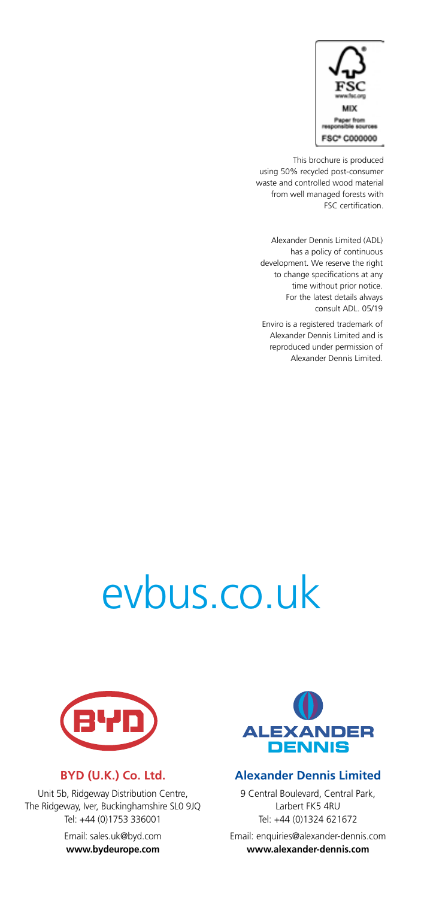FSC

www.fsc.org

MIX

Paper from responsible sources

FSC® C000000

This brochure is produced using 50% recycled post-consumer waste and controlled wood material from well managed forests with FSC certification.

Alexander Dennis Limited (ADL) has a policy of continuous development. We reserve the right to change specifications at any time without prior notice. For the latest details always consult ADL. 05/19

Enviro is a registered trademark of Alexander Dennis Limited and is reproduced under permission of Alexander Dennis Limited.

# evbus.co.uk

BYD

**BYD (U.K.) Co. Ltd.**

Unit 5b, Ridgeway Distribution Centre,
The Ridgeway, Iver, Buckinghamshire SL0 9JQ
Tel: +44 (0)1753 336001

Email: sales.uk@byd.com
**www.bydeurope.com**

ALEXANDER DENNIS

**Alexander Dennis Limited**

9 Central Boulevard, Central Park,
Larbert FK5 4RU
Tel: +44 (0)1324 621672

Email: enquiries@alexander-dennis.com
**www.alexander-dennis.com**